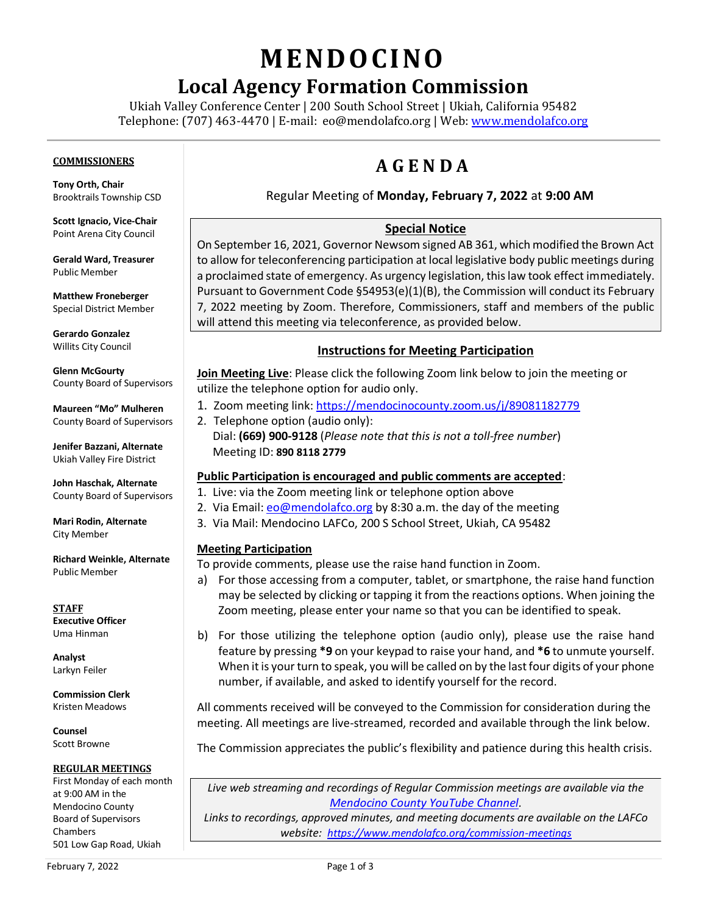# MENDOCINO

## Local Agency Formation Commission

Ukiah Valley Conference Center | 200 South School Street | Ukiah, California 95482
Telephone: (707) 463-4470 | E-mail: eo@mendolafco.org | Web: www.mendolafco.org

**COMMISSIONERS**

**Tony Orth, Chair**
Brooktrails Township CSD

**Scott Ignacio, Vice-Chair**
Point Arena City Council

**Gerald Ward, Treasurer**
Public Member

**Matthew Froneberger**
Special District Member

**Gerardo Gonzalez**
Willits City Council

**Glenn McGourty**
County Board of Supervisors

**Maureen "Mo" Mulheren**
County Board of Supervisors

**Jenifer Bazzani, Alternate**
Ukiah Valley Fire District

**John Haschak, Alternate**
County Board of Supervisors

**Mari Rodin, Alternate**
City Member

**Richard Weinkle, Alternate**
Public Member

**STAFF**

**Executive Officer**
Uma Hinman

**Analyst**
Larkyn Feiler

**Commission Clerk**
Kristen Meadows

**Counsel**
Scott Browne

**REGULAR MEETINGS**
First Monday of each month at 9:00 AM in the Mendocino County Board of Supervisors Chambers
501 Low Gap Road, Ukiah

# AGENDA

Regular Meeting of **Monday, February 7, 2022** at **9:00 AM**

**Special Notice**

On September 16, 2021, Governor Newsom signed AB 361, which modified the Brown Act to allow for teleconferencing participation at local legislative body public meetings during a proclaimed state of emergency. As urgency legislation, this law took effect immediately. Pursuant to Government Code §54953(e)(1)(B), the Commission will conduct its February 7, 2022 meeting by Zoom. Therefore, Commissioners, staff and members of the public will attend this meeting via teleconference, as provided below.

**Instructions for Meeting Participation**

**Join Meeting Live**: Please click the following Zoom link below to join the meeting or utilize the telephone option for audio only.

1. Zoom meeting link: https://mendocinocounty.zoom.us/j/89081182779
2. Telephone option (audio only):
   Dial: **(669) 900-9128** (*Please note that this is not a toll-free number*)
   Meeting ID: **890 8118 2779**

**Public Participation is encouraged and public comments are accepted**:

1. Live: via the Zoom meeting link or telephone option above
2. Via Email: eo@mendolafco.org by 8:30 a.m. the day of the meeting
3. Via Mail: Mendocino LAFCo, 200 S School Street, Ukiah, CA 95482

**Meeting Participation**

To provide comments, please use the raise hand function in Zoom.

a) For those accessing from a computer, tablet, or smartphone, the raise hand function may be selected by clicking or tapping it from the reactions options. When joining the Zoom meeting, please enter your name so that you can be identified to speak.

b) For those utilizing the telephone option (audio only), please use the raise hand feature by pressing ***9** on your keypad to raise your hand, and ***6** to unmute yourself. When it is your turn to speak, you will be called on by the last four digits of your phone number, if available, and asked to identify yourself for the record.

All comments received will be conveyed to the Commission for consideration during the meeting. All meetings are live-streamed, recorded and available through the link below.

The Commission appreciates the public's flexibility and patience during this health crisis.

*Live web streaming and recordings of Regular Commission meetings are available via the Mendocino County YouTube Channel.*
*Links to recordings, approved minutes, and meeting documents are available on the LAFCo website: https://www.mendolafco.org/commission-meetings*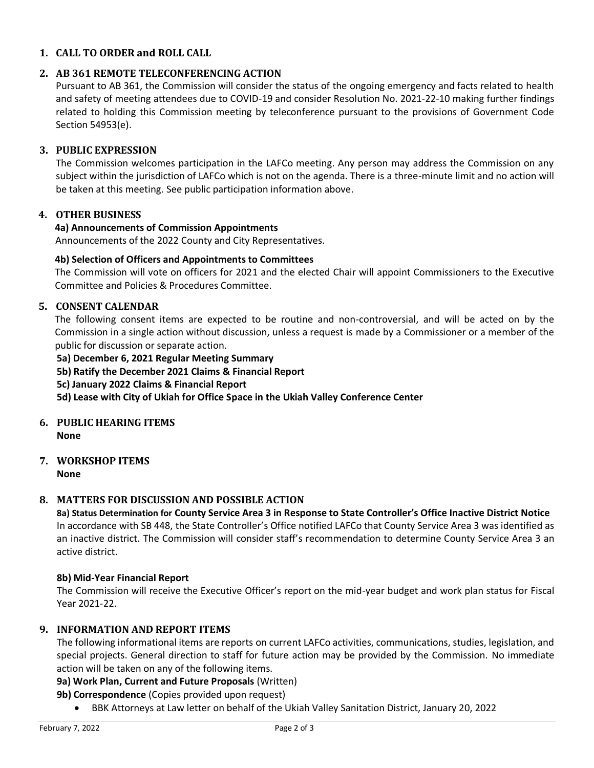## 1. CALL TO ORDER and ROLL CALL

## 2. AB 361 REMOTE TELECONFERENCING ACTION

Pursuant to AB 361, the Commission will consider the status of the ongoing emergency and facts related to health and safety of meeting attendees due to COVID-19 and consider Resolution No. 2021-22-10 making further findings related to holding this Commission meeting by teleconference pursuant to the provisions of Government Code Section 54953(e).

## 3. PUBLIC EXPRESSION

The Commission welcomes participation in the LAFCo meeting. Any person may address the Commission on any subject within the jurisdiction of LAFCo which is not on the agenda. There is a three-minute limit and no action will be taken at this meeting. See public participation information above.

## 4. OTHER BUSINESS

**4a) Announcements of Commission Appointments**

Announcements of the 2022 County and City Representatives.

**4b) Selection of Officers and Appointments to Committees**

The Commission will vote on officers for 2021 and the elected Chair will appoint Commissioners to the Executive Committee and Policies & Procedures Committee.

## 5. CONSENT CALENDAR

The following consent items are expected to be routine and non-controversial, and will be acted on by the Commission in a single action without discussion, unless a request is made by a Commissioner or a member of the public for discussion or separate action.

**5a) December 6, 2021 Regular Meeting Summary**

**5b) Ratify the December 2021 Claims & Financial Report**

**5c) January 2022 Claims & Financial Report**

**5d) Lease with City of Ukiah for Office Space in the Ukiah Valley Conference Center**

## 6. PUBLIC HEARING ITEMS

**None**

## 7. WORKSHOP ITEMS

**None**

## 8. MATTERS FOR DISCUSSION AND POSSIBLE ACTION

**8a) Status Determination for County Service Area 3 in Response to State Controller's Office Inactive District Notice**

In accordance with SB 448, the State Controller's Office notified LAFCo that County Service Area 3 was identified as an inactive district. The Commission will consider staff's recommendation to determine County Service Area 3 an active district.

**8b) Mid-Year Financial Report**

The Commission will receive the Executive Officer's report on the mid-year budget and work plan status for Fiscal Year 2021-22.

## 9. INFORMATION AND REPORT ITEMS

The following informational items are reports on current LAFCo activities, communications, studies, legislation, and special projects. General direction to staff for future action may be provided by the Commission. No immediate action will be taken on any of the following items.

**9a) Work Plan, Current and Future Proposals** (Written)

**9b) Correspondence** (Copies provided upon request)

- BBK Attorneys at Law letter on behalf of the Ukiah Valley Sanitation District, January 20, 2022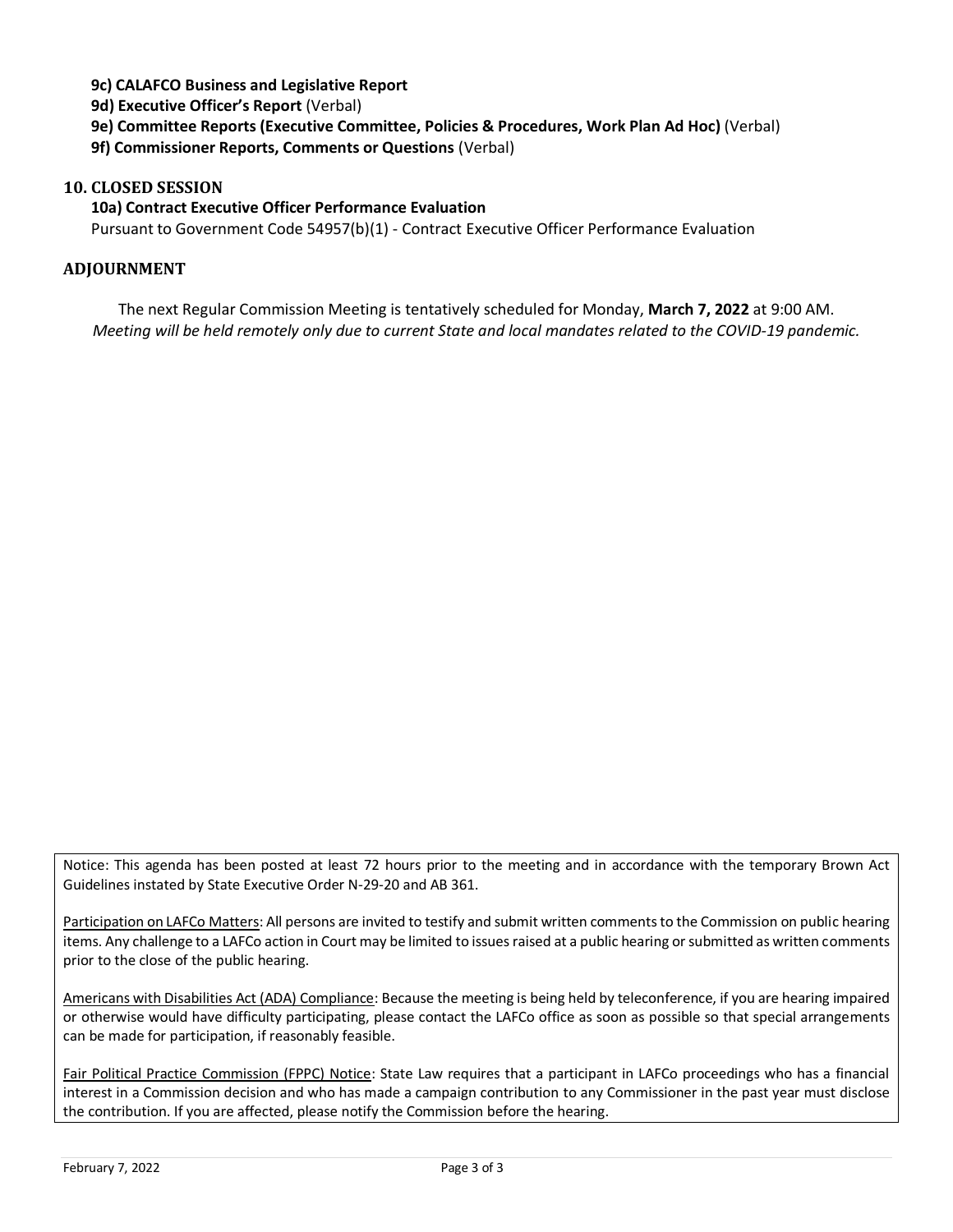**9c) CALAFCO Business and Legislative Report**
**9d) Executive Officer's Report** (Verbal)
**9e) Committee Reports (Executive Committee, Policies & Procedures, Work Plan Ad Hoc)** (Verbal)
**9f) Commissioner Reports, Comments or Questions** (Verbal)

## 10. CLOSED SESSION

**10a) Contract Executive Officer Performance Evaluation**
Pursuant to Government Code 54957(b)(1) - Contract Executive Officer Performance Evaluation

## ADJOURNMENT

The next Regular Commission Meeting is tentatively scheduled for Monday, **March 7, 2022** at 9:00 AM.
*Meeting will be held remotely only due to current State and local mandates related to the COVID-19 pandemic.*

Notice: This agenda has been posted at least 72 hours prior to the meeting and in accordance with the temporary Brown Act Guidelines instated by State Executive Order N-29-20 and AB 361.

Participation on LAFCo Matters: All persons are invited to testify and submit written comments to the Commission on public hearing items. Any challenge to a LAFCo action in Court may be limited to issues raised at a public hearing or submitted as written comments prior to the close of the public hearing.

Americans with Disabilities Act (ADA) Compliance: Because the meeting is being held by teleconference, if you are hearing impaired or otherwise would have difficulty participating, please contact the LAFCo office as soon as possible so that special arrangements can be made for participation, if reasonably feasible.

Fair Political Practice Commission (FPPC) Notice: State Law requires that a participant in LAFCo proceedings who has a financial interest in a Commission decision and who has made a campaign contribution to any Commissioner in the past year must disclose the contribution. If you are affected, please notify the Commission before the hearing.

February 7, 2022